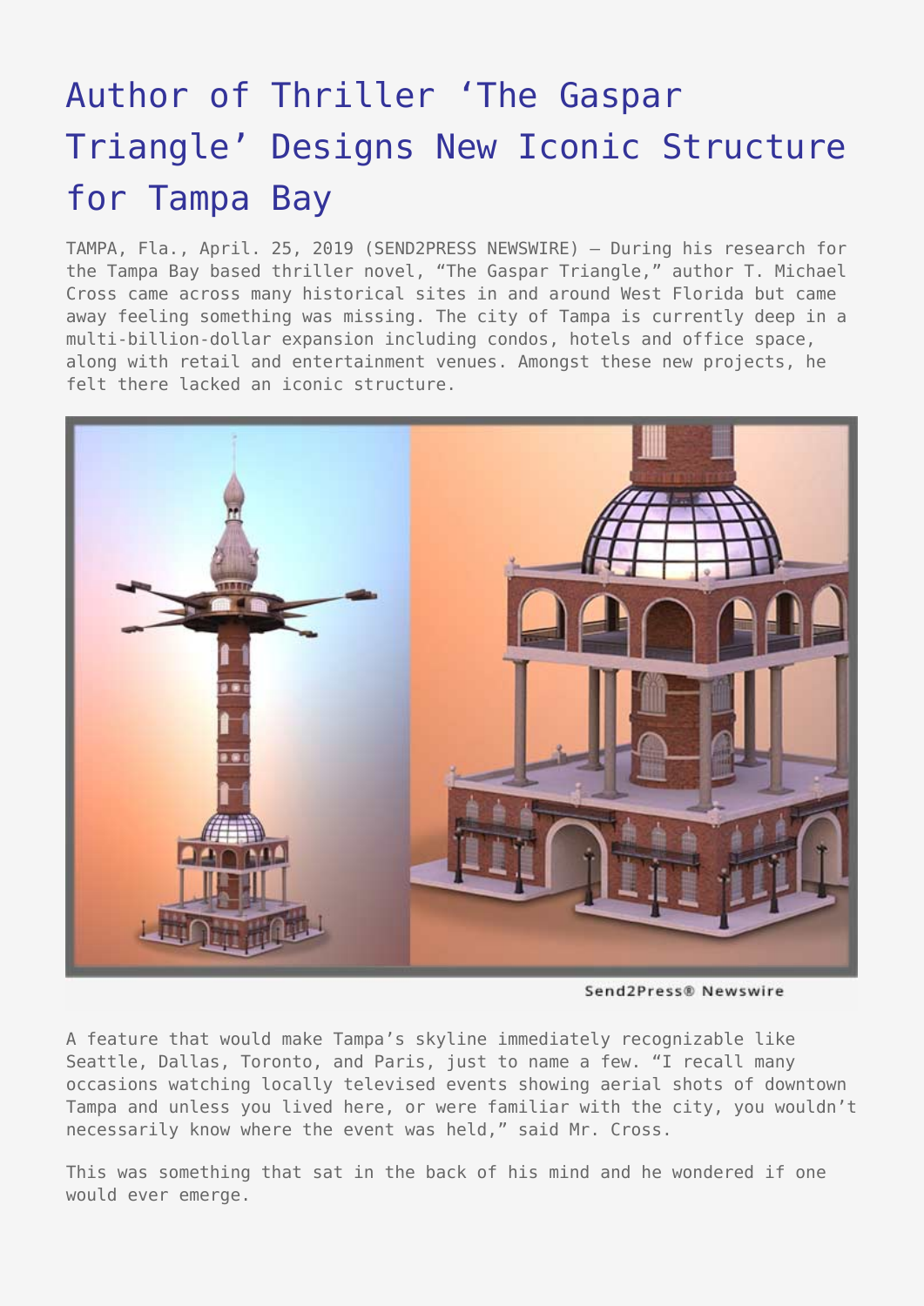# Author of Thriller 'The Gaspar Triangle' Designs New Iconic Structure for Tampa Bay

TAMPA, Fla., April. 25, 2019 (SEND2PRESS NEWSWIRE) — During his research for the Tampa Bay based thriller novel, "The Gaspar Triangle," author T. Michael Cross came across many historical sites in and around West Florida but came away feeling something was missing. The city of Tampa is currently deep in a multi-billion-dollar expansion including condos, hotels and office space, along with retail and entertainment venues. Amongst these new projects, he felt there lacked an iconic structure.

A feature that would make Tampa's skyline immediately recognizable like Seattle, Dallas, Toronto, and Paris, just to name a few. "I recall many occasions watching locally televised events showing aerial shots of downtown Tampa and unless you lived here, or were familiar with the city, you wouldn't necessarily know where the event was held," said Mr. Cross.

This was something that sat in the back of his mind and he wondered if one would ever emerge.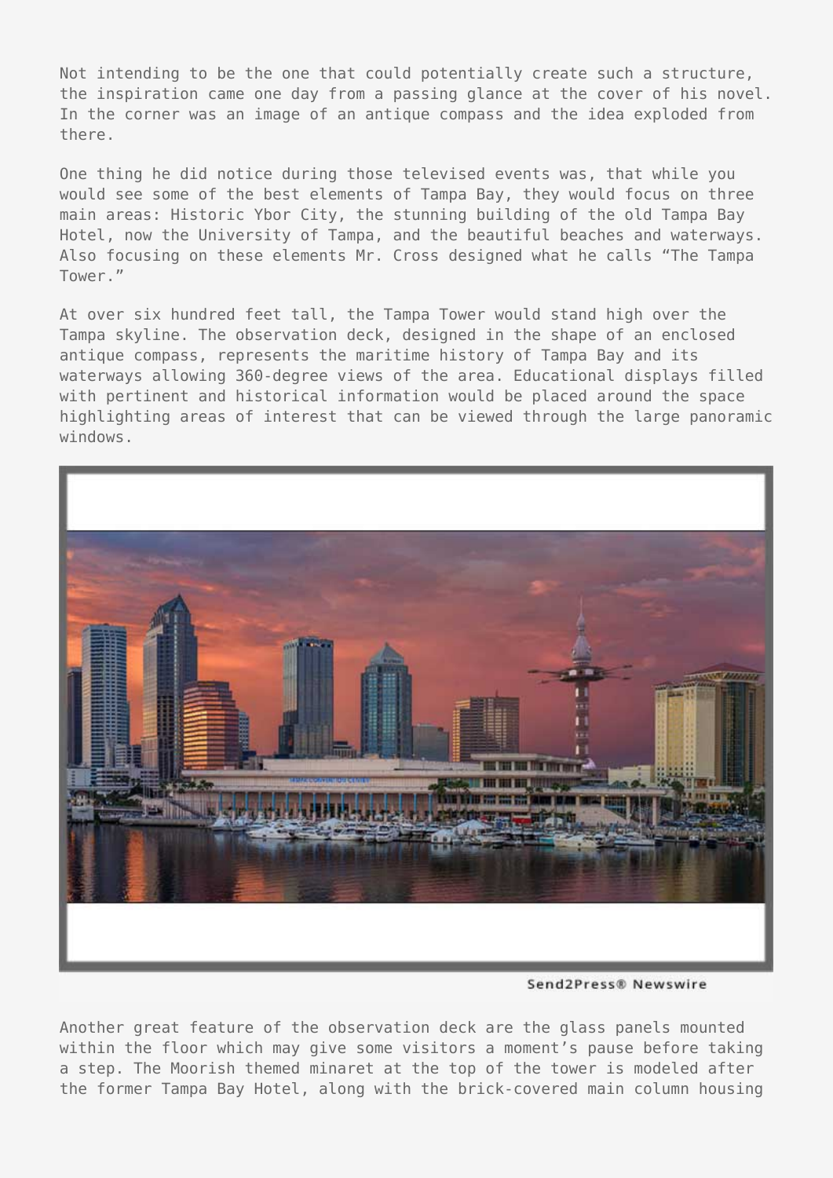Not intending to be the one that could potentially create such a structure, the inspiration came one day from a passing glance at the cover of his novel. In the corner was an image of an antique compass and the idea exploded from there.

One thing he did notice during those televised events was, that while you would see some of the best elements of Tampa Bay, they would focus on three main areas: Historic Ybor City, the stunning building of the old Tampa Bay Hotel, now the University of Tampa, and the beautiful beaches and waterways. Also focusing on these elements Mr. Cross designed what he calls "The Tampa Tower."

At over six hundred feet tall, the Tampa Tower would stand high over the Tampa skyline. The observation deck, designed in the shape of an enclosed antique compass, represents the maritime history of Tampa Bay and its waterways allowing 360-degree views of the area. Educational displays filled with pertinent and historical information would be placed around the space highlighting areas of interest that can be viewed through the large panoramic windows.

Send2Press® Newswire

Another great feature of the observation deck are the glass panels mounted within the floor which may give some visitors a moment's pause before taking a step. The Moorish themed minaret at the top of the tower is modeled after the former Tampa Bay Hotel, along with the brick-covered main column housing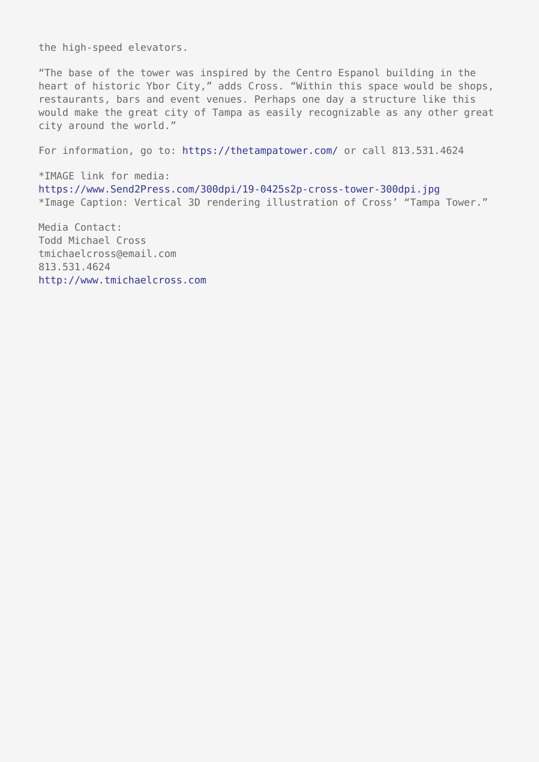the high-speed elevators.

“The base of the tower was inspired by the Centro Espanol building in the heart of historic Ybor City,” adds Cross. “Within this space would be shops, restaurants, bars and event venues. Perhaps one day a structure like this would make the great city of Tampa as easily recognizable as any other great city around the world.”

For information, go to: https://thetampatower.com/ or call 813.531.4624

*IMAGE link for media:
https://www.Send2Press.com/300dpi/19-0425s2p-cross-tower-300dpi.jpg
*Image Caption: Vertical 3D rendering illustration of Cross’ “Tampa Tower.”

Media Contact:
Todd Michael Cross
tmichaelcross@email.com
813.531.4624
http://www.tmichaelcross.com